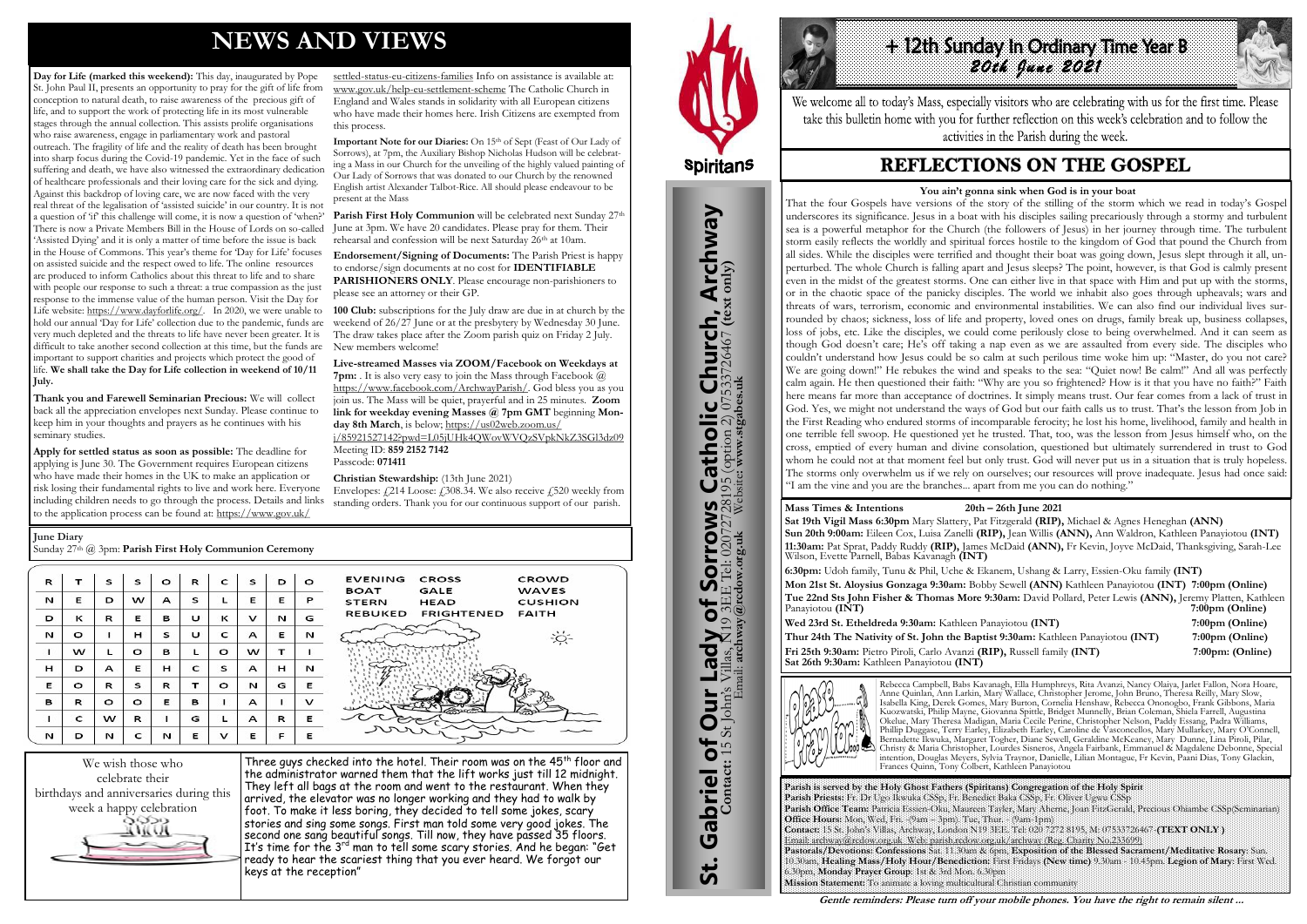# NEWS AND VIEWS

**Day for Life (marked this weekend):** This day, inaugurated by Pope St. John Paul II, presents an opportunity to pray for the gift of life from conception to natural death, to raise awareness of the precious gift of life, and to support the work of protecting life in its most vulnerable stages through the annual collection. This assists prolife organisations who raise awareness, engage in parliamentary work and pastoral outreach. The fragility of life and the reality of death has been brought into sharp focus during the Covid-19 pandemic. Yet in the face of such suffering and death, we have also witnessed the extraordinary dedication of healthcare professionals and their loving care for the sick and dying. Against this backdrop of loving care, we are now faced with the very real threat of the legalisation of 'assisted suicide' in our country. It is not a question of 'if' this challenge will come, it is now a question of 'when?' There is now a Private Members Bill in the House of Lords on so-called 'Assisted Dying' and it is only a matter of time before the issue is back in the House of Commons. This year's theme for 'Day for Life' focuses on assisted suicide and the respect owed to life. The online resources are produced to inform Catholics about this threat to life and to share with people our response to such a threat: a true compassion as the just response to the immense value of the human person. Visit the Day for Life website: https://www.dayforlife.org/. In 2020, we were unable to hold our annual 'Day for Life' collection due to the pandemic, funds are very much depleted and the threats to life have never been greater. It is difficult to take another second collection at this time, but the funds are important to support charities and projects which protect the good of life. **We shall take the Day for Life collection in weekend of 10/11 July.**

**Thank you and Farewell Seminarian Precious:** We will collect back all the appreciation envelopes next Sunday. Please continue to keep him in your thoughts and prayers as he continues with his seminary studies.

**Apply for settled status as soon as possible:** The deadline for applying is June 30. The Government requires European citizens who have made their homes in the UK to make an application or risk losing their fundamental rights to live and work here. Everyone including children needs to go through the process. Details and links to the application process can be found at: https://www.gov.uk/settled-status-eu-citizens-families Info on assistance is available at: www.gov.uk/help-eu-settlement-scheme The Catholic Church in England and Wales stands in solidarity with all European citizens who have made their homes here. Irish Citizens are exempted from this process.

**Important Note for our Diaries:** On 15th of Sept (Feast of Our Lady of Sorrows), at 7pm, the Auxiliary Bishop Nicholas Hudson will be celebrating a Mass in our Church for the unveiling of the highly valued painting of Our Lady of Sorrows that was donated to our Church by the renowned English artist Alexander Talbot-Rice. All should please endeavour to be present at the Mass

**Parish First Holy Communion** will be celebrated next Sunday 27th June at 3pm. We have 20 candidates. Please pray for them. Their rehearsal and confession will be next Saturday 26th at 10am.

**Endorsement/Signing of Documents:** The Parish Priest is happy to endorse/sign documents at no cost for **IDENTIFIABLE PARISHIONERS ONLY**. Please encourage non-parishioners to please see an attorney or their GP.

**100 Club:** subscriptions for the July draw are due in at church by the weekend of 26/27 June or at the presbytery by Wednesday 30 June. The draw takes place after the Zoom parish quiz on Friday 2 July. New members welcome!

**Live-streamed Masses via ZOOM/Facebook on Weekdays at 7pm:** . It is also very easy to join the Mass through Facebook @ https://www.facebook.com/ArchwayParish/. God bless you as you join us. The Mass will be quiet, prayerful and in 25 minutes. **Zoom link for weekday evening Masses @ 7pm GMT** beginning **Monday 8th March**, is below; https://us02web.zoom.us/j/85921527142?pwd=L05jUHk4QWovWVQzSVpkNkZ3SGl3dz09
Meeting ID: **859 2152 7142**
Passcode: **071411**

**Christian Stewardship:** (13th June 2021)
Envelopes: £214 Loose: £308.34. We also receive £520 weekly from standing orders. Thank you for our continuous support of our parish.

**June Diary**
Sunday 27th @ 3pm: **Parish First Holy Communion Ceremony**

| R | T | S | S | O | R | C | S | D | O |
|---|---|---|---|---|---|---|---|---|---|
| N | E | D | W | A | S | L | E | E | P |
| D | K | R | E | B | U | K | V | N | G |
| N | O | I | H | S | U | C | A | E | N |
| I | W | L | O | B | L | O | W | T | I |
| H | D | A | E | H | C | S | A | H | N |
| E | O | R | S | R | T | O | N | G | E |
| B | R | O | O | E | B | I | A | I | V |
| I | C | W | R | I | G | L | A | R | E |
| N | D | N | C | N | E | V | E | F | E |

EVENING CROSS CROWD
BOAT GALE WAVES
STERN HEAD CUSHION
REBUKED FRIGHTENED FAITH

We wish those who celebrate their birthdays and anniversaries during this week a happy celebration

Three guys checked into the hotel. Their room was on the 45th floor and the administrator warned them that the lift works just till 12 midnight. They left all bags at the room and went to the restaurant. When they arrived, the elevator was no longer working and they had to walk by foot. To make it less boring, they decided to tell some jokes, scary stories and sing some songs. First man told some very good jokes. The second one sang beautiful songs. Till now, they have passed 35 floors. It's time for the 3rd man to tell some scary stories. And he began: "Get ready to hear the scariest thing that you ever heard. We forgot our keys at the reception"

# St. Gabriel of Our Lady of Sorrows Catholic Church, Archway

**Contact:** 15 St John's Villas, N19 3EE Tel: 02072728195 (option 2) 07533726467 **(text only)**
Email: **archway@rcdow.org.uk** Website: **www.stgabes.uk**

Spiritans

# + 12th Sunday In Ordinary Time Year B
## 20th June 2021

We welcome all to today's Mass, especially visitors who are celebrating with us for the first time. Please take this bulletin home with you for further reflection on this week's celebration and to follow the activities in the Parish during the week.

## REFLECTIONS ON THE GOSPEL

### You ain't gonna sink when God is in your boat

That the four Gospels have versions of the story of the stilling of the storm which we read in today's Gospel underscores its significance. Jesus in a boat with his disciples sailing precariously through a stormy and turbulent sea is a powerful metaphor for the Church (the followers of Jesus) in her journey through time. The turbulent storm easily reflects the worldly and spiritual forces hostile to the kingdom of God that pound the Church from all sides. While the disciples were terrified and thought their boat was going down, Jesus slept through it all, unperturbed. The whole Church is falling apart and Jesus sleeps? The point, however, is that God is calmly present even in the midst of the greatest storms. One can either live in that space with Him and put up with the storms, or in the chaotic space of the panicky disciples. The world we inhabit also goes through upheavals; wars and threats of wars, terrorism, economic and environmental instabilities. We can also find our individual lives surrounded by chaos; sickness, loss of life and property, loved ones on drugs, family break up, business collapses, loss of jobs, etc. Like the disciples, we could come perilously close to being overwhelmed. And it can seem as though God doesn't care; He's off taking a nap even as we are assaulted from every side. The disciples who couldn't understand how Jesus could be so calm at such perilous time woke him up: "Master, do you not care? We are going down!" He rebukes the wind and speaks to the sea: "Quiet now! Be calm!" And all was perfectly calm again. He then questioned their faith: "Why are you so frightened? How is it that you have no faith?" Faith here means far more than acceptance of doctrines. It simply means trust. Our fear comes from a lack of trust in God. Yes, we might not understand the ways of God but our faith calls us to trust. That's the lesson from Job in the First Reading who endured storms of incomparable ferocity; he lost his home, livelihood, family and health in one terrible fell swoop. He questioned yet he trusted. That, too, was the lesson from Jesus himself who, on the cross, emptied of every human and divine consolation, questioned but ultimately surrendered in trust to God whom he could not at that moment feel but only trust. God will never put us in a situation that is truly hopeless. The storms only overwhelm us if we rely on ourselves; our resources will prove inadequate. Jesus had once said: "I am the vine and you are the branches... apart from me you can do nothing."

**Mass Times & Intentions** **20th – 26th June 2021**

**Sat 19th Vigil Mass 6:30pm** Mary Slattery, Pat Fitzgerald **(RIP),** Michael & Agnes Heneghan **(ANN)**
**Sun 20th 9:00am:** Eileen Cox, Luisa Zanelli **(RIP),** Jean Willis **(ANN),** Ann Waldron, Kathleen Panayiotou **(INT)**
**11:30am:** Pat Sprat, Paddy Ruddy **(RIP),** James McDaid **(ANN),** Fr Kevin, Joyve McDaid, Thanksgiving, Sarah-Lee Wilson, Evette Parnell, Babas Kavanagh **(INT)**
**6:30pm:** Udoh family, Tunu & Phil, Uche & Ekanem, Ushang & Larry, Essien-Oku family **(INT)**
**Mon 21st St. Aloysius Gonzaga 9:30am:** Bobby Sewell **(ANN)** Kathleen Panayiotou **(INT)** **7:00pm (Online)**
**Tue 22nd Sts John Fisher & Thomas More 9:30am:** David Pollard, Peter Lewis **(ANN),** Jeremy Platten, Kathleen Panayiotou **(INT)** **7:00pm (Online)**
**Wed 23rd St. Etheldreda 9:30am:** Kathleen Panayiotou **(INT)** **7:00pm (Online)**
**Thur 24th The Nativity of St. John the Baptist 9:30am:** Kathleen Panayiotou **(INT)** **7:00pm (Online)**
**Fri 25th 9:30am:** Pietro Piroli, Carlo Avanzi **(RIP),** Russell family **(INT)** **7:00pm: (Online)**
**Sat 26th 9:30am:** Kathleen Panayiotou **(INT)**

Please Pray for...

Rebecca Campbell, Babs Kavanagh, Ella Humphreys, Rita Avanzi, Nancy Olaiya, Jarlet Fallon, Nora Hoare, Anne Quinlan, Ann Larkin, Mary Wallace, Christopher Jerome, John Bruno, Theresa Reilly, Mary Slow, Isabella King, Derek Gomes, Mary Burton, Cornelia Henshaw, Rebecca Ononogbo, Frank Gibbons, Maria Kuozwatski, Philip Mayne, Giovanna Spittle, Bridget Munnelly, Brian Coleman, Shiela Farrell, Augustina Okelue, Mary Theresa Madigan, Maria Cecile Perine, Christopher Nelson, Paddy Essang, Padra Williams, Phillip Duggase, Terry Earley, Elizabeth Earley, Caroline de Vasconcellos, Mary Mullarkey, Mary O'Connell, Bernadette Ikwuka, Margaret Togher, Diane Sewell, Geraldine McKeaney, Mary Dunne, Lina Piroli, Pilar, Christy & Maria Christopher, Lourdes Sisneros, Angela Fairbank, Emmanuel & Magdalene Debonne, Special intention, Douglas Meyers, Sylvia Traynor, Danielle, Lilian Montague, Fr Kevin, Paani Dias, Tony Glackin, Frances Quinn, Tony Colbert, Kathleen Panayiotou

**Parish is served by the Holy Ghost Fathers (Spiritans) Congregation of the Holy Spirit**
**Parish Priests:** Fr. Dr Ugo Ikwuka CSSp, Fr. Benedict Baka CSSp, Fr. Oliver Ugwu CSSp
**Parish Office Team:** Patricia Essien-Oku, Maureen Tayler, Mary Aherne, Joan FitzGerald, Precious Obiambe CSSp(Seminarian)
**Office Hours:** Mon, Wed, Fri. - (9am – 3pm) Tue, Thur. - (9am-1pm)
**Contact:** 15 St. John's Villas, Archway, London N19 3EE. Tel: 020 7272 8195, M: 07533726467 **(TEXT ONLY)**
Email: archway@rcdow.org.uk Web: parish.rcdow.org.uk/archway (Reg. Charity No: 233699)
**Pastorals/Devotions: Confessions** Sat. 11.30am & 6pm, **Exposition of the Blessed Sacrament/Meditative Rosary**: Sun. 10.30am, **Healing Mass/Holy Hour/Benediction**: First Fridays **(New time)** 9.30am - 10.45pm. **Legion of Mary**: First Wed. 6.30pm, **Monday Prayer Group**: 1st & 3rd Mon. 6.30pm
**Mission Statement:** To animate a loving multicultural Christian community

***Gentle reminders: Please turn off your mobile phones. You have the right to remain silent ...***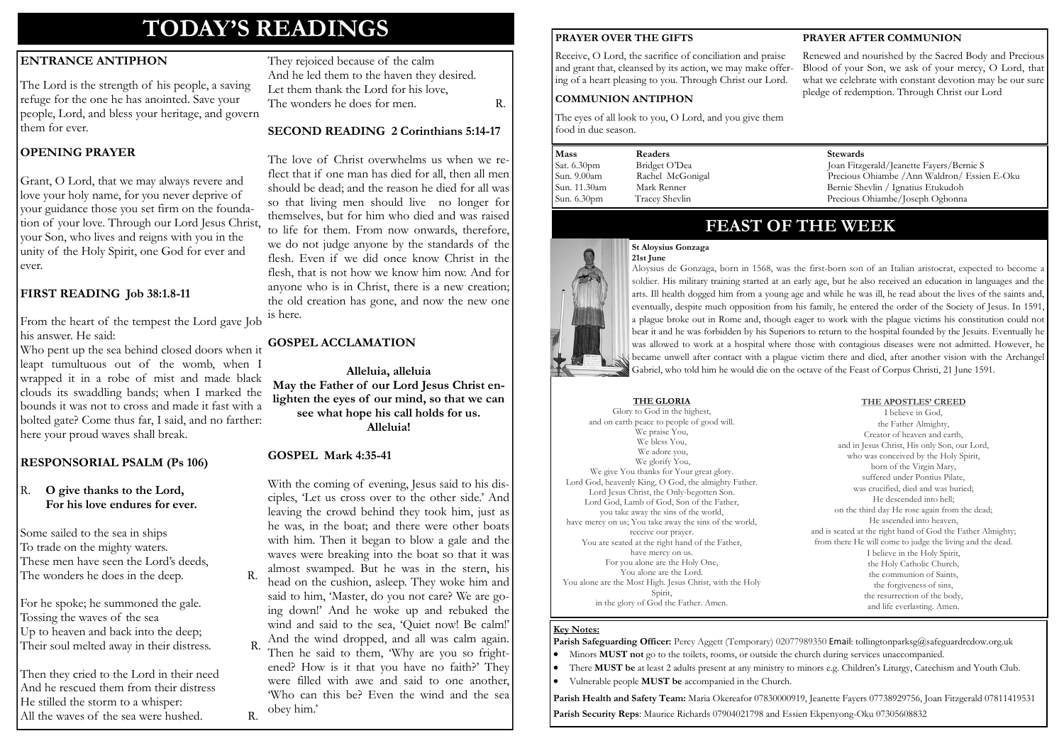# TODAY'S READINGS

## ENTRANCE ANTIPHON

The Lord is the strength of his people, a saving refuge for the one he has anointed. Save your people, Lord, and bless your heritage, and govern them for ever.

## OPENING PRAYER

Grant, O Lord, that we may always revere and love your holy name, for you never deprive of your guidance those you set firm on the foundation of your love. Through our Lord Jesus Christ, your Son, who lives and reigns with you in the unity of the Holy Spirit, one God for ever and ever.

## FIRST READING Job 38:1.8-11

From the heart of the tempest the Lord gave Job his answer. He said:
Who pent up the sea behind closed doors when it leapt tumultuous out of the womb, when I wrapped it in a robe of mist and made black clouds its swaddling bands; when I marked the bounds it was not to cross and made it fast with a bolted gate? Come thus far, I said, and no farther: here your proud waves shall break.

## RESPONSORIAL PSALM (Ps 106)

R. **O give thanks to the Lord, For his love endures for ever.**

Some sailed to the sea in ships
To trade on the mighty waters.
These men have seen the Lord's deeds,
The wonders he does in the deep. R.

For he spoke; he summoned the gale.
Tossing the waves of the sea
Up to heaven and back into the deep;
Their soul melted away in their distress. R.

Then they cried to the Lord in their need
And he rescued them from their distress
He stilled the storm to a whisper:
All the waves of the sea were hushed. R.

They rejoiced because of the calm
And he led them to the haven they desired.
Let them thank the Lord for his love,
The wonders he does for men. R.

## SECOND READING 2 Corinthians 5:14-17

The love of Christ overwhelms us when we reflect that if one man has died for all, then all men should be dead; and the reason he died for all was so that living men should live no longer for themselves, but for him who died and was raised to life for them. From now onwards, therefore, we do not judge anyone by the standards of the flesh. Even if we did once know Christ in the flesh, that is not how we know him now. And for anyone who is in Christ, there is a new creation; the old creation has gone, and now the new one is here.

## GOSPEL ACCLAMATION

**Alleluia, alleluia**
**May the Father of our Lord Jesus Christ enlighten the eyes of our mind, so that we can see what hope his call holds for us.**
**Alleluia!**

## GOSPEL Mark 4:35-41

With the coming of evening, Jesus said to his disciples, 'Let us cross over to the other side.' And leaving the crowd behind they took him, just as he was, in the boat; and there were other boats with him. Then it began to blow a gale and the waves were breaking into the boat so that it was almost swamped. But he was in the stern, his head on the cushion, asleep. They woke him and said to him, 'Master, do you not care? We are going down!' And he woke up and rebuked the wind and said to the sea, 'Quiet now! Be calm!' And the wind dropped, and all was calm again. Then he said to them, 'Why are you so frightened? How is it that you have no faith?' They were filled with awe and said to one another, 'Who can this be? Even the wind and the sea obey him.'

## PRAYER OVER THE GIFTS

Receive, O Lord, the sacrifice of conciliation and praise and grant that, cleansed by its action, we may make offering of a heart pleasing to you. Through Christ our Lord.

## COMMUNION ANTIPHON

The eyes of all look to you, O Lord, and you give them food in due season.

## PRAYER AFTER COMMUNION

Renewed and nourished by the Sacred Body and Precious Blood of your Son, we ask of your mercy, O Lord, that what we celebrate with constant devotion may be our sure pledge of redemption. Through Christ our Lord

| Mass | Readers | Stewards |
|---|---|---|
| Sat. 6.30pm | Bridget O'Dea | Joan Fitzgerald/Jeanette Fayers/Bernie S |
| Sun. 9.00am | Rachel McGonigal | Precious Ohiambe /Ann Waldron/ Essien E-Oku |
| Sun. 11.30am | Mark Renner | Bernie Shevlin / Ignatius Etukudoh |
| Sun. 6.30pm | Tracey Shevlin | Precious Ohiambe/Joseph Ogbonna |

# FEAST OF THE WEEK

**St Aloysius Gonzaga**
**21st June**

Aloysius de Gonzaga, born in 1568, was the first-born son of an Italian aristocrat, expected to become a soldier. His military training started at an early age, but he also received an education in languages and the arts. Ill health dogged him from a young age and while he was ill, he read about the lives of the saints and, eventually, despite much opposition from his family, he entered the order of the Society of Jesus. In 1591, a plague broke out in Rome and, though eager to work with the plague victims his constitution could not bear it and he was forbidden by his Superiors to return to the hospital founded by the Jesuits. Eventually he was allowed to work at a hospital where those with contagious diseases were not admitted. However, he became unwell after contact with a plague victim there and died, after another vision with the Archangel Gabriel, who told him he would die on the octave of the Feast of Corpus Christi, 21 June 1591.

### THE GLORIA

Glory to God in the highest,
and on earth peace to people of good will.
We praise You,
We bless You,
We adore you,
We glorify You,
We give You thanks for Your great glory.
Lord God, heavenly King, O God, the almighty Father.
Lord Jesus Christ, the Only-begotten Son.
Lord God, Lamb of God, Son of the Father,
you take away the sins of the world,
have mercy on us; You take away the sins of the world,
receive our prayer.
You are seated at the right hand of the Father,
have mercy on us.
For you alone are the Holy One,
You alone are the Lord.
You alone are the Most High. Jesus Christ, with the Holy Spirit,
in the glory of God the Father. Amen.

### THE APOSTLES' CREED

I believe in God,
the Father Almighty,
Creator of heaven and earth,
and in Jesus Christ, His only Son, our Lord,
who was conceived by the Holy Spirit,
born of the Virgin Mary,
suffered under Pontius Pilate,
was crucified, died and was buried;
He descended into hell;
on the third day He rose again from the dead;
He ascended into heaven,
and is seated at the right hand of God the Father Almighty;
from there He will come to judge the living and the dead.
I believe in the Holy Spirit,
the Holy Catholic Church,
the communion of Saints,
the forgiveness of sins,
the resurrection of the body,
and life everlasting. Amen.

**Key Notes:**

**Parish Safeguarding Officer:** Percy Aggett (Temporary) 02077989350 Email: tollingtonparksg@safeguardrcdow.org.uk

- Minors **MUST not** go to the toilets, rooms, or outside the church during services unaccompanied.
- There **MUST be** at least 2 adults present at any ministry to minors e.g. Children's Liturgy, Catechism and Youth Club.
- Vulnerable people **MUST be** accompanied in the Church.

**Parish Health and Safety Team:** Maria Okereafor 07830000919, Jeanette Fayers 07738929756, Joan Fitzgerald 07811419531

**Parish Security Reps**: Maurice Richards 07904021798 and Essien Ekpenyong-Oku 07305608832